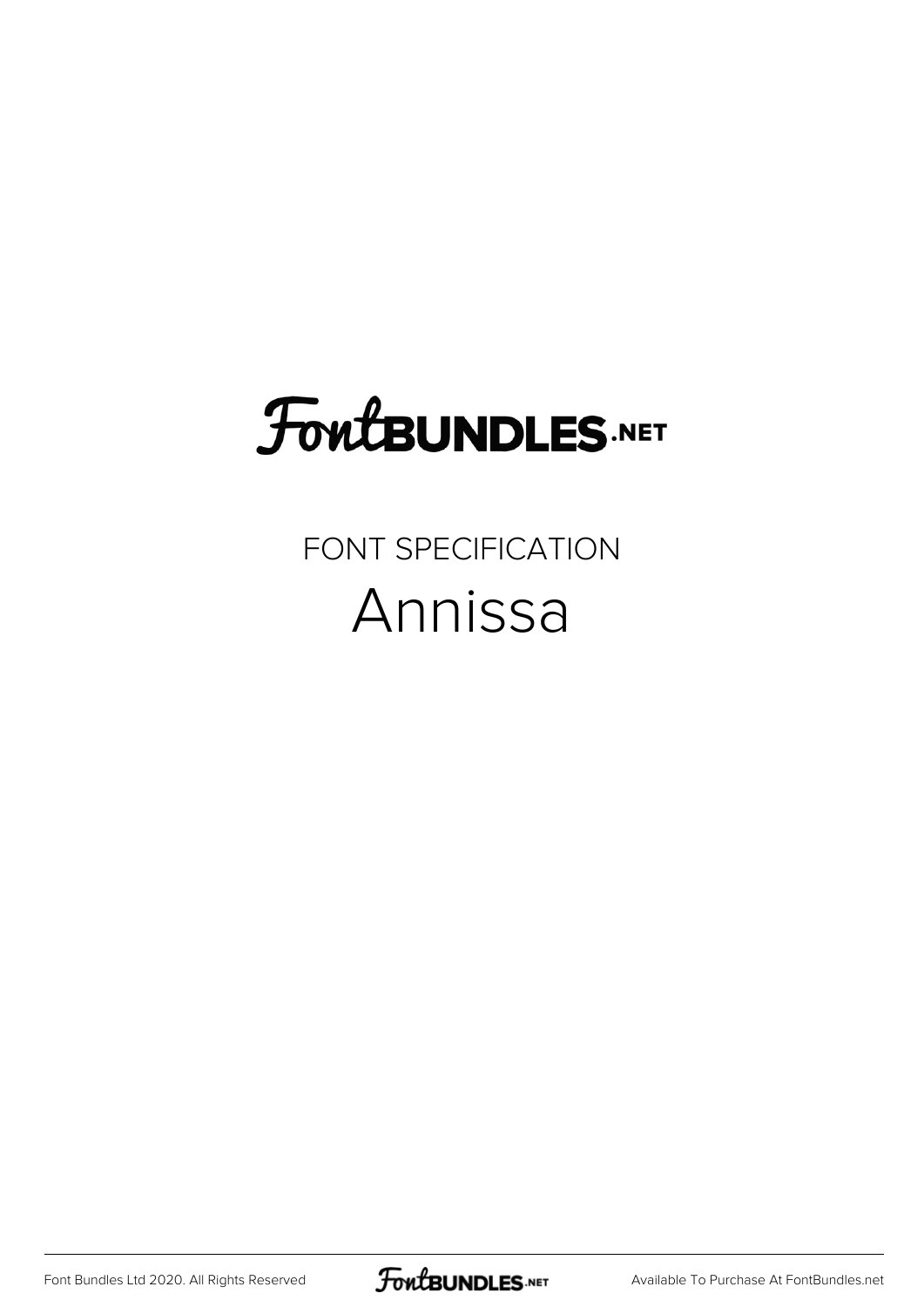FontBUNDLES.NET

FONT SPECIFICATION

# Annissa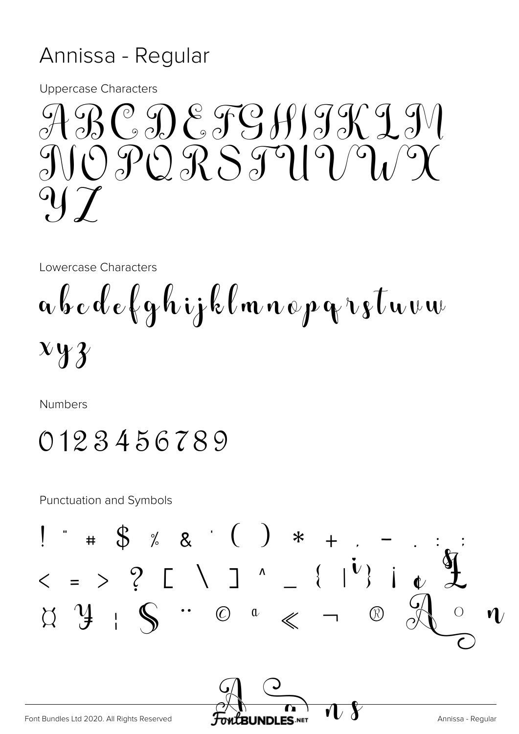# Annissa - Regular

Uppercase Characters

ABCDEFGHIJKLM
NOPQRSTUVWX
YZ

Lowercase Characters

abcdefghijklmnopqrstuvw
xyz

Numbers

0123456789

Punctuation and Symbols

! " # $ % & ' ( ) * + , - . : ;
< = > ? [ \ ] ^ _ { | } ¡ ¢ £
¤ ¥ ¦ § ¨ © ª « ¬ ® ¯ ° ±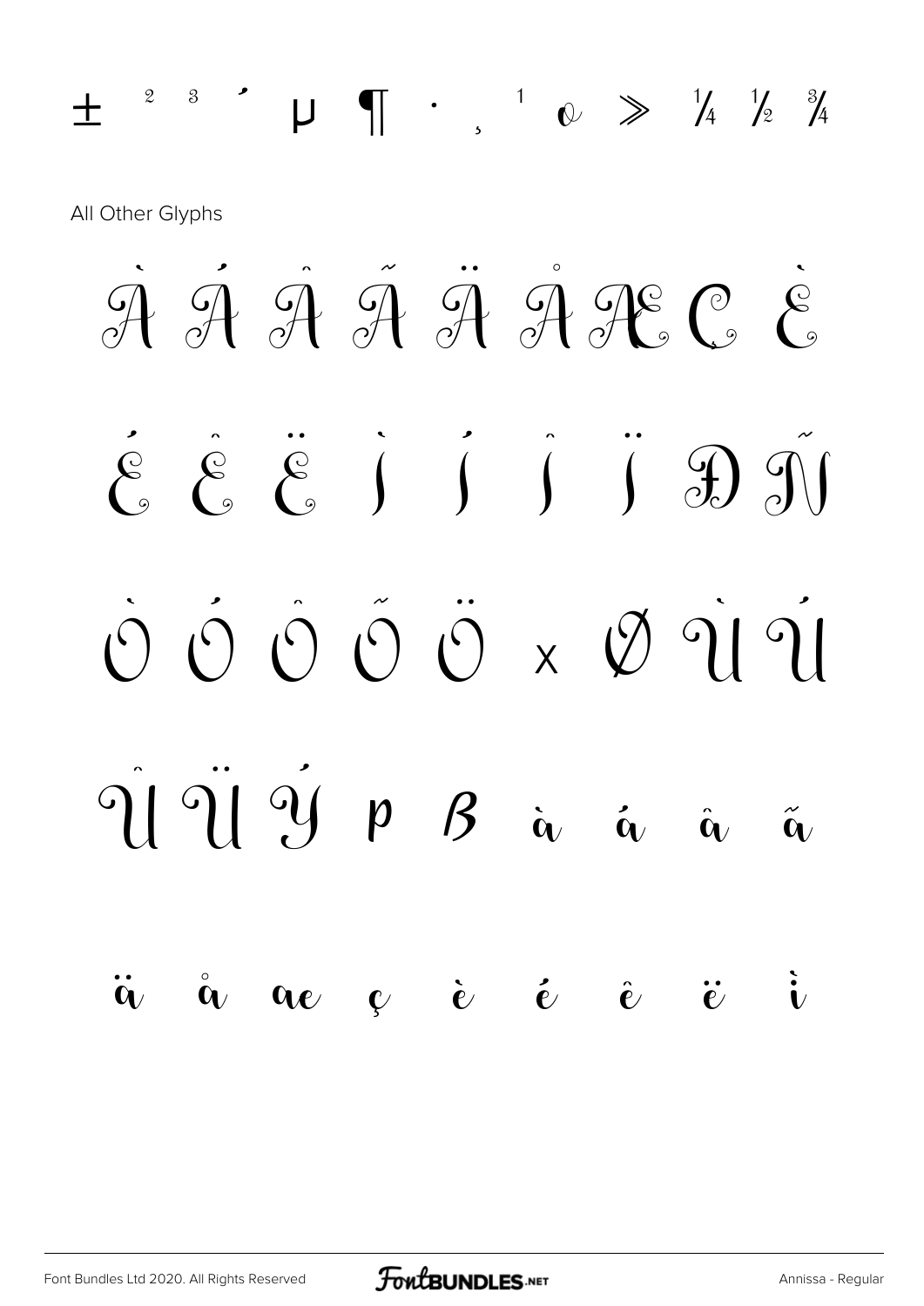± ² ³ ´ µ ¶ · ¸ ¹ º » ¼ ½ ¾

All Other Glyphs

À Á Â Ã Ä Å Æ Ç È

É Ê Ë Ì Í Î Ï Ð Ñ

Ò Ó Ô Õ Ö × Ø Ù Ú

Û Ü Ý Þ ß à á â ã

ä å æ ç è é ê ë ì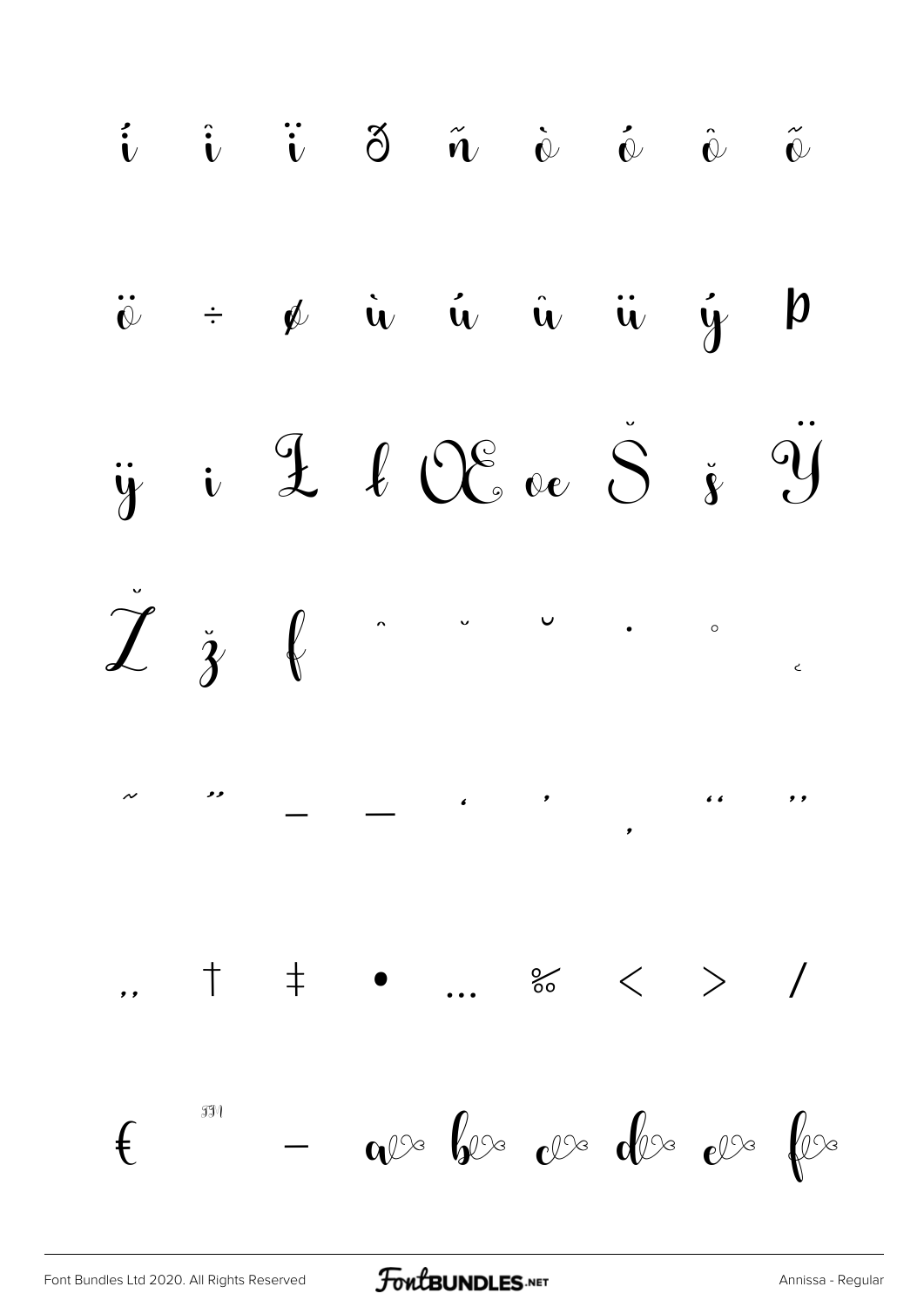í î ï ð ñ ò ó ô õ

ö ÷ ø ù ú û ü ý þ

ÿ ı Ł ł Œ œ Š š Ÿ

Ž ž ƒ ˆ ˇ ˘ ˙ ˚ ˛

˜ ˝ – — ‘ ’ ‚ “ ”

„ † ‡ • … ‰ ‹ › ⁄

€ ™ − a b c d e f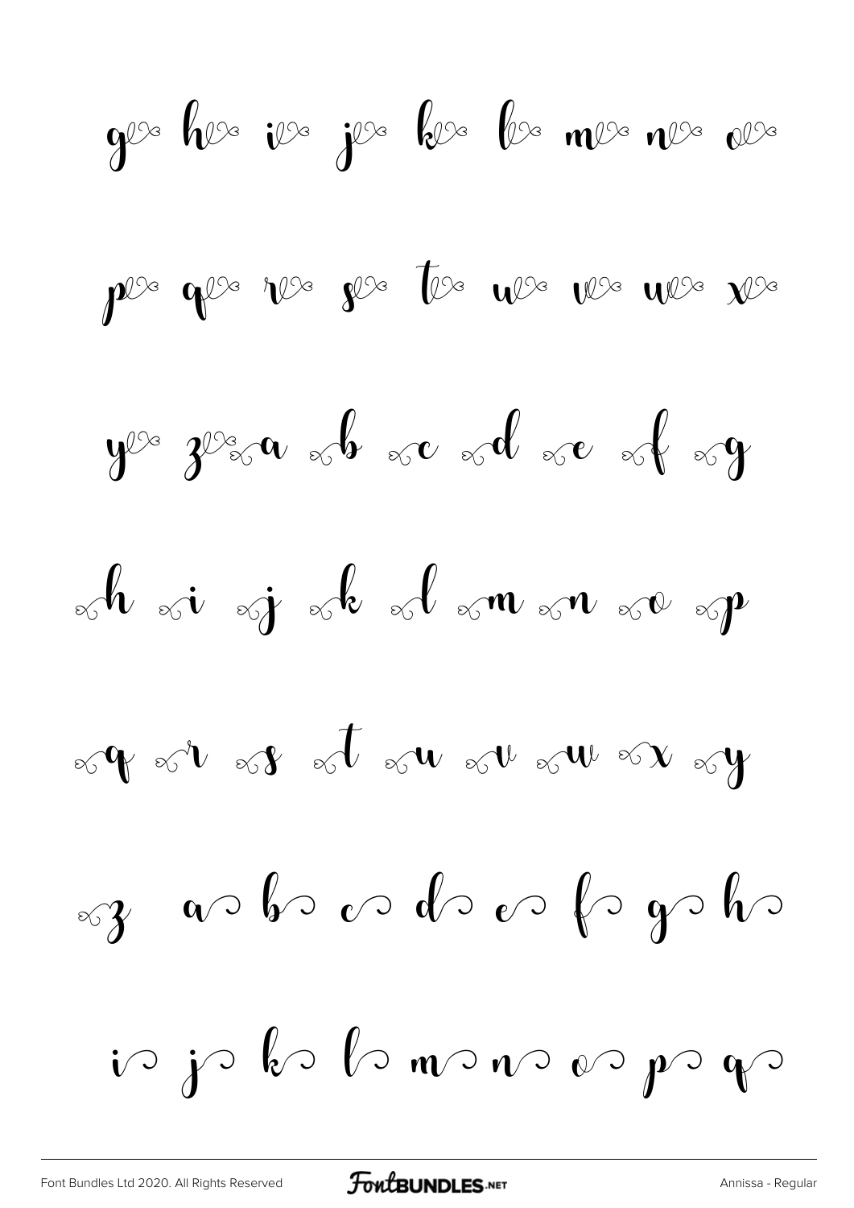g h i j k l m n o

p q r s t u v w x

y z a b c d e f g

h i j k l m n o p

q r s t u v w x y

z a b c d e f g h

i j k l m n o p q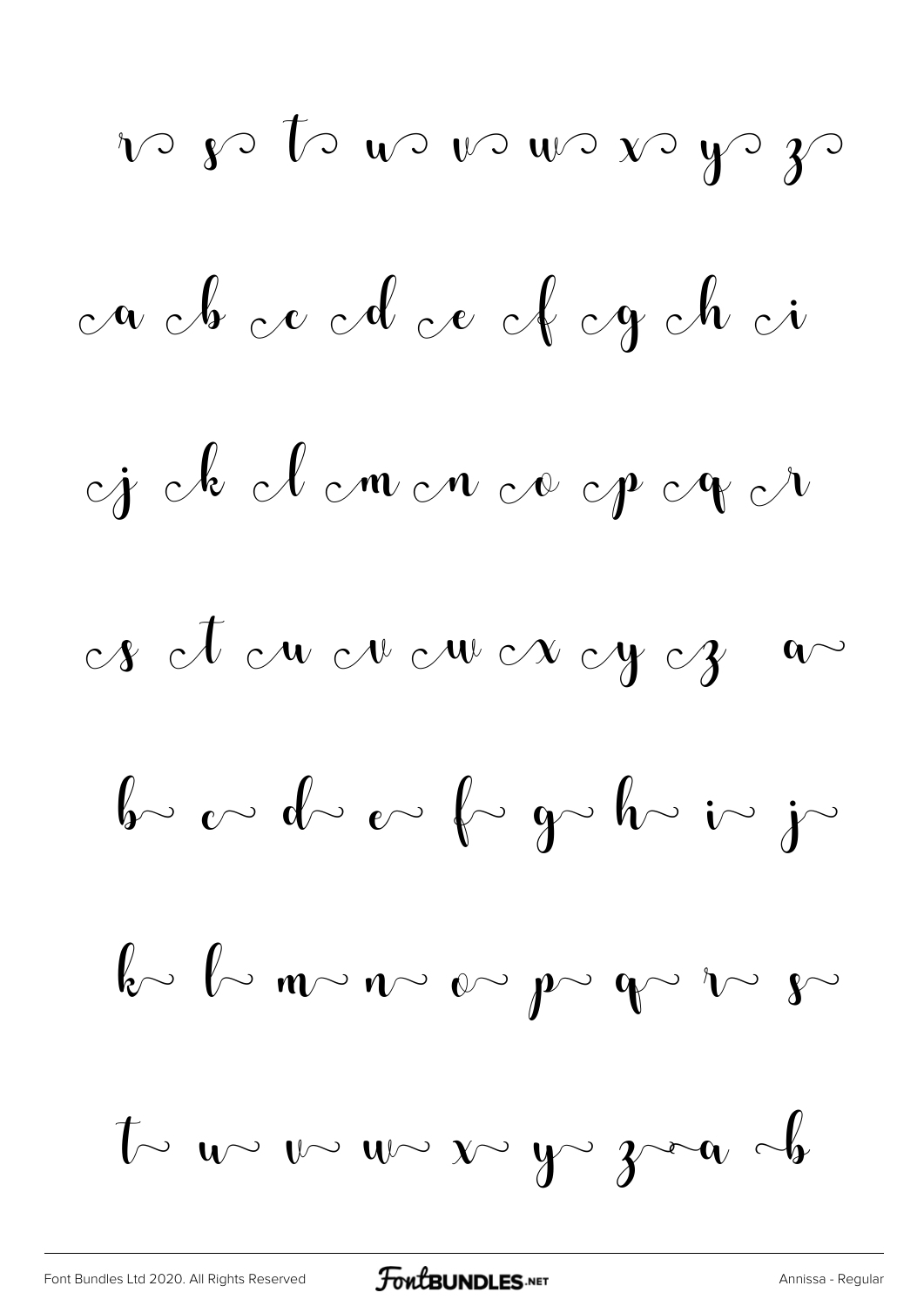r s t u v w x y z

ca cb cc cd ce cf cg ch ci

cj ck cl cm cn co cp cq cr

cs ct cu cv cw cx cy cz a

b c d e f g h i j

k l m n o p q r s

t u v w x y z a b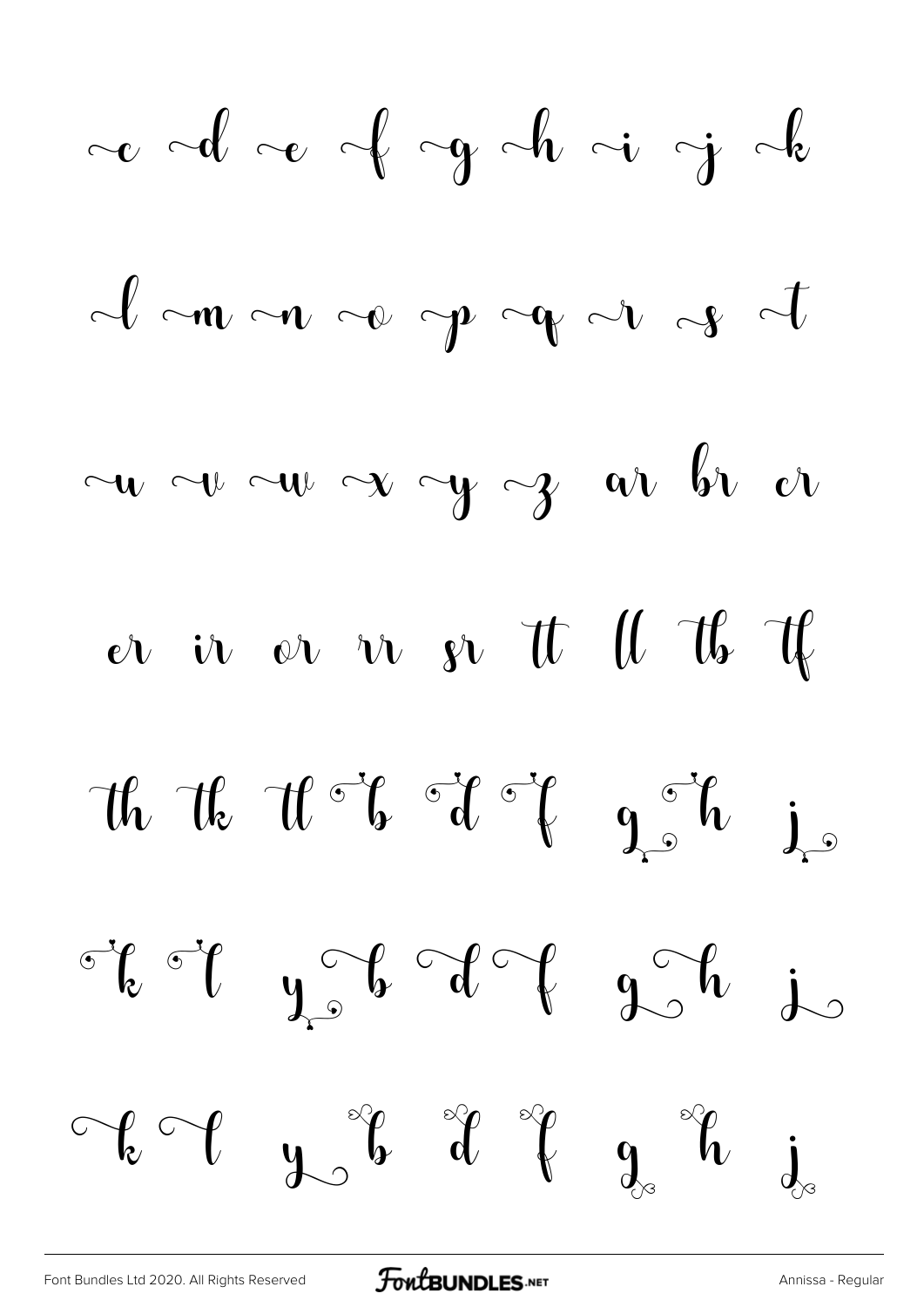c d e f g h i j k

l m n o p q r s t

u v w x y z ar br cr

er ir or rr sr tt ll tb tf

th tk tl b d f g h j

k l y b d f g h j

k l y b d f g h j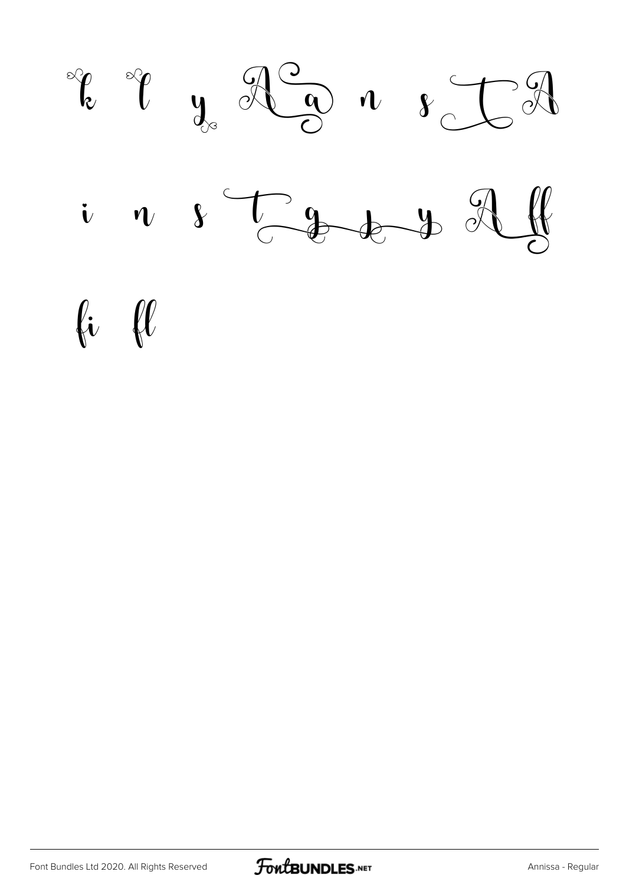k l y A a n s t A

i n s t g b y A ff

fi fl